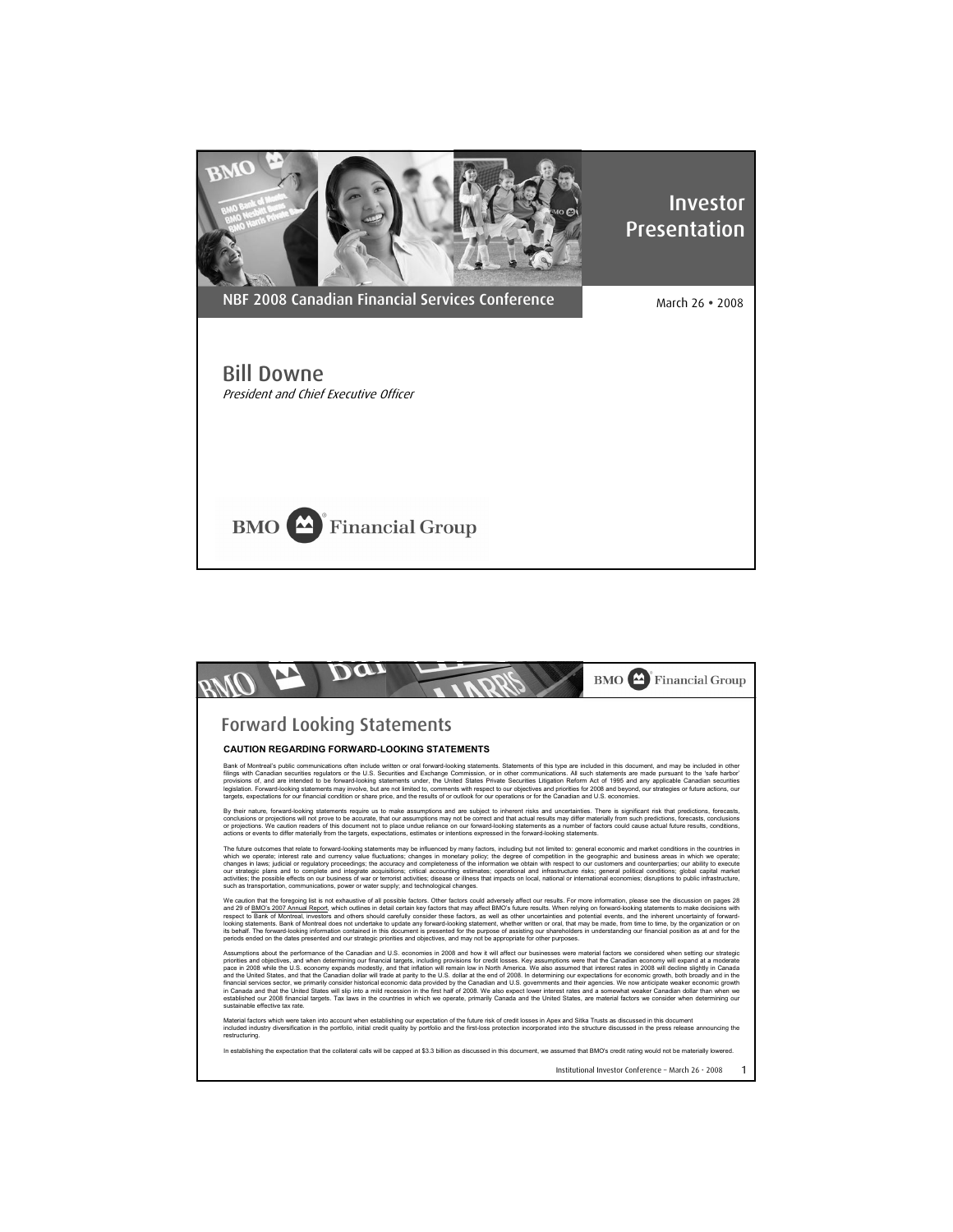# Investor Presentation

NBF 2008 Canadian Financial Services Conference

March 26 • 2008

## Bill Downe

*President and Chief Executive Officer*

BMO Financial Group

---

## Forward Looking Statements

**CAUTION REGARDING FORWARD-LOOKING STATEMENTS**

Bank of Montreal's public communications often include written or oral forward-looking statements. Statements of this type are included in this document, and may be included in other filings with Canadian securities regulators or the U.S. Securities and Exchange Commission, or in other communications. All such statements are made pursuant to the 'safe harbor' provisions of, and are intended to be forward-looking statements under, the United States Private Securities Litigation Reform Act of 1995 and any applicable Canadian securities legislation. Forward-looking statements may involve, but are not limited to, comments with respect to our objectives and priorities for 2008 and beyond, our strategies or future actions, our targets, expectations for our financial condition or share price, and the results of or outlook for our operations or for the Canadian and U.S. economies.

By their nature, forward-looking statements require us to make assumptions and are subject to inherent risks and uncertainties. There is significant risk that predictions, forecasts, conclusions or projections will not prove to be accurate, that our assumptions may not be correct and that actual results may differ materially from such predictions, forecasts, conclusions or projections. We caution readers of this document not to place undue reliance on our forward-looking statements as a number of factors could cause actual future results, conditions, actions or events to differ materially from the targets, expectations, estimates or intentions expressed in the forward-looking statements.

The future outcomes that relate to forward-looking statements may be influenced by many factors, including but not limited to: general economic and market conditions in the countries in which we operate; interest rate and currency value fluctuations; changes in monetary policy; the degree of competition in the geographic and business areas in which we operate; changes in laws; judicial or regulatory proceedings; the accuracy and completeness of the information we obtain with respect to our customers and counterparties; our ability to execute our strategic plans and to complete and integrate acquisitions; critical accounting estimates; operational and infrastructure risks; general political conditions; global capital market activities; the possible effects on our business of war or terrorist activities; disease or illness that impacts on local, national or international economies; disruptions to public infrastructure, such as transportation, communications, power or water supply; and technological changes.

We caution that the foregoing list is not exhaustive of all possible factors. Other factors could adversely affect our results. For more information, please see the discussion on pages 28 and 29 of BMO's 2007 Annual Report, which outlines in detail certain key factors that may affect BMO's future results. When relying on forward-looking statements to make decisions with respect to Bank of Montreal, investors and others should carefully consider these factors, as well as other uncertainties and potential events, and the inherent uncertainty of forward-looking statements. Bank of Montreal does not undertake to update any forward-looking statement, whether written or oral, that may be made, from time to time, by the organization or on its behalf. The forward-looking information contained in this document is presented for the purpose of assisting our shareholders in understanding our financial position as at and for the periods ended on the dates presented and our strategic priorities and objectives, and may not be appropriate for other purposes.

Assumptions about the performance of the Canadian and U.S. economies in 2008 and how it will affect our businesses were material factors we considered when setting our strategic priorities and objectives, and when determining our financial targets, including provisions for credit losses. Key assumptions were that the Canadian economy will expand at a moderate pace in 2008 while the U.S. economy expands modestly, and that inflation will remain low in North America. We also assumed that interest rates in 2008 will decline slightly in Canada and the United States, and that the Canadian dollar will trade at parity to the U.S. dollar at the end of 2008. In determining our expectations for economic growth, both broadly and in the financial services sector, we primarily consider historical economic data provided by the Canadian and U.S. governments and their agencies. We now anticipate weaker economic growth in Canada and that the United States will slip into a mild recession in the first half of 2008. We also expect lower interest rates and a somewhat weaker Canadian dollar than when we established our 2008 financial targets. Tax laws in the countries in which we operate, primarily Canada and the United States, are material factors we consider when determining our sustainable effective tax rate.

Material factors which were taken into account when establishing our expectation of the future risk of credit losses in Apex and Sitka Trusts as discussed in this document included industry diversification in the portfolio, initial credit quality by portfolio and the first-loss protection incorporated into the structure discussed in the press release announcing the restructuring.

In establishing the expectation that the collateral calls will be capped at \$3.3 billion as discussed in this document, we assumed that BMO's credit rating would not be materially lowered.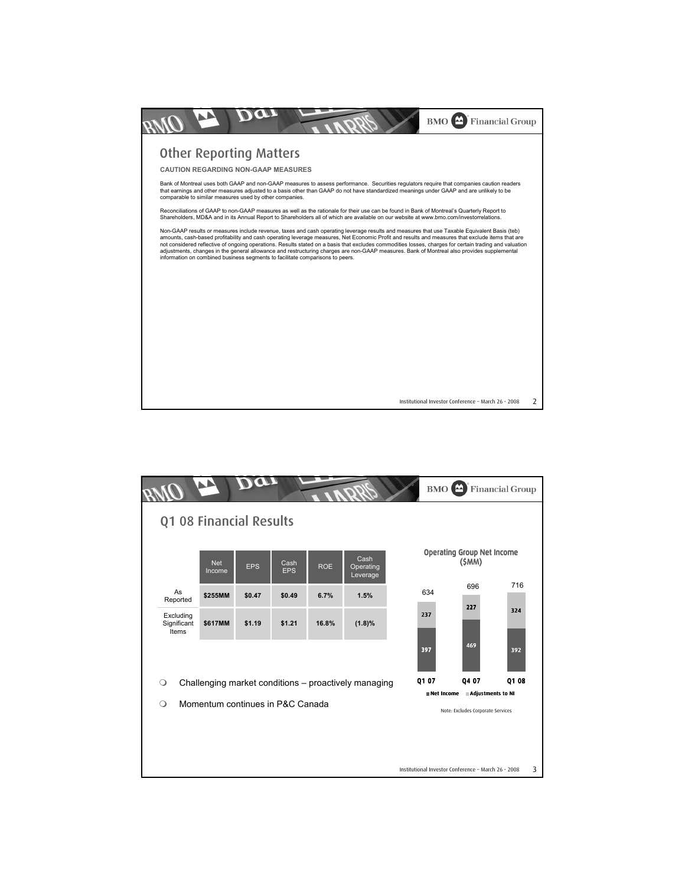## Other Reporting Matters

**CAUTION REGARDING NON-GAAP MEASURES**

Bank of Montreal uses both GAAP and non-GAAP measures to assess performance. Securities regulators require that companies caution readers that earnings and other measures adjusted to a basis other than GAAP do not have standardized meanings under GAAP and are unlikely to be comparable to similar measures used by other companies.

Reconciliations of GAAP to non-GAAP measures as well as the rationale for their use can be found in Bank of Montreal's Quarterly Report to Shareholders, MD&A and in its Annual Report to Shareholders all of which are available on our website at www.bmo.com/investorrelations.

Non-GAAP results or measures include revenue, taxes and cash operating leverage results and measures that use Taxable Equivalent Basis (teb) amounts, cash-based profitability and cash operating leverage measures, Net Economic Profit and results and measures that exclude items that are not considered reflective of ongoing operations. Results stated on a basis that excludes commodities losses, charges for certain trading and valuation adjustments, changes in the general allowance and restructuring charges are non-GAAP measures. Bank of Montreal also provides supplemental information on combined business segments to facilitate comparisons to peers.

## Q1 08 Financial Results

| | Net Income | EPS | Cash EPS | ROE | Cash Operating Leverage |
|---|---|---|---|---|---|
| As Reported | $255MM | $0.47 | $0.49 | 6.7% | 1.5% |
| Excluding Significant Items | $617MM | $1.19 | $1.21 | 16.8% | (1.8)% |

- Challenging market conditions – proactively managing
- Momentum continues in P&C Canada

**Operating Group Net Income ($MM)**

| | Q1 07 | Q4 07 | Q1 08 |
|---|---|---|---|
| Net Income | 397 | 469 | 392 |
| Adjustments to NI | 237 | 227 | 324 |
| Total | 634 | 696 | 716 |

Note: Excludes Corporate Services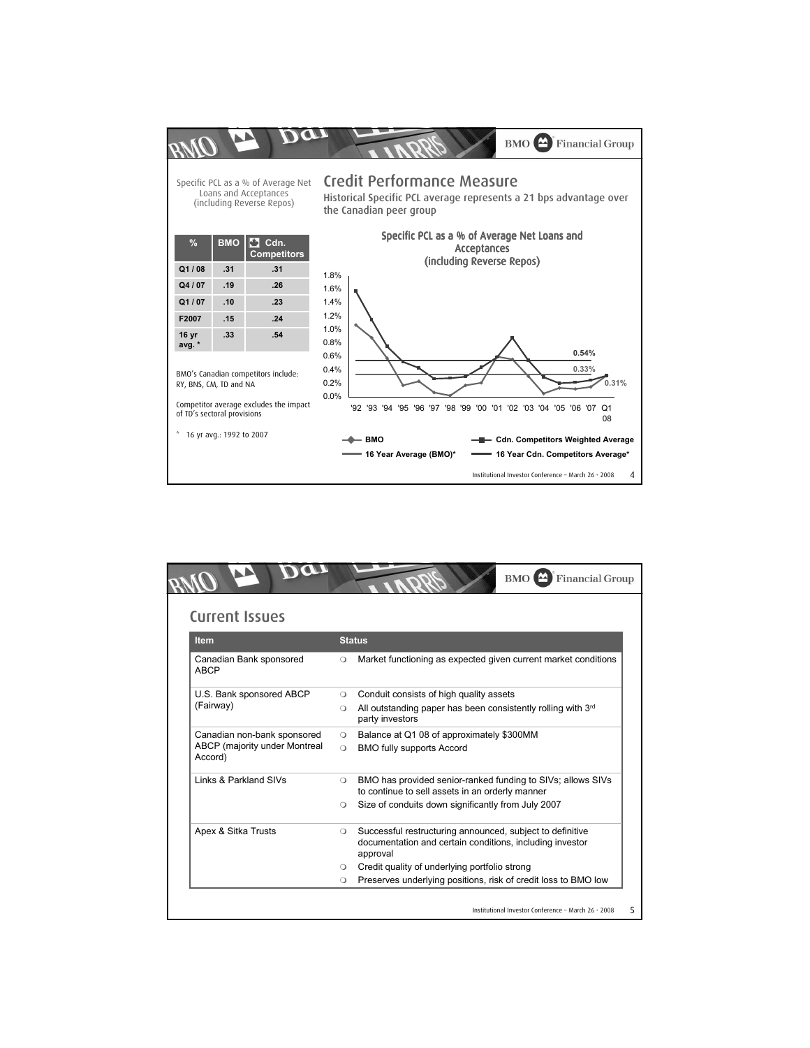Specific PCL as a % of Average Net Loans and Acceptances (including Reverse Repos)

## Credit Performance Measure

Historical Specific PCL average represents a 21 bps advantage over the Canadian peer group

| % | BMO | Cdn. Competitors |
|---|---|---|
| Q1 / 08 | .31 | .31 |
| Q4 / 07 | .19 | .26 |
| Q1 / 07 | .10 | .23 |
| F2007 | .15 | .24 |
| 16 yr avg. * | .33 | .54 |

BMO's Canadian competitors include: RY, BNS, CM, TD and NA

Competitor average excludes the impact of TD's sectoral provisions

\* 16 yr avg.: 1992 to 2007

**Specific PCL as a % of Average Net Loans and Acceptances (including Reverse Repos)**

Y-axis: 0.0% to 1.8%; X-axis: '92 '93 '94 '95 '96 '97 '98 '99 '00 '01 '02 '03 '04 '05 '06 '07 Q1 08

Labels: 0.54%, 0.33%, 0.31%

Legend: BMO; Cdn. Competitors Weighted Average; 16 Year Average (BMO)*; 16 Year Cdn. Competitors Average*

## Current Issues

| Item | Status |
|---|---|
| Canadian Bank sponsored ABCP | ❍ Market functioning as expected given current market conditions |
| U.S. Bank sponsored ABCP (Fairway) | ❍ Conduit consists of high quality assets<br>❍ All outstanding paper has been consistently rolling with 3rd party investors |
| Canadian non-bank sponsored ABCP (majority under Montreal Accord) | ❍ Balance at Q1 08 of approximately $300MM<br>❍ BMO fully supports Accord |
| Links & Parkland SIVs | ❍ BMO has provided senior-ranked funding to SIVs; allows SIVs to continue to sell assets in an orderly manner<br>❍ Size of conduits down significantly from July 2007 |
| Apex & Sitka Trusts | ❍ Successful restructuring announced, subject to definitive documentation and certain conditions, including investor approval<br>❍ Credit quality of underlying portfolio strong<br>❍ Preserves underlying positions, risk of credit loss to BMO low |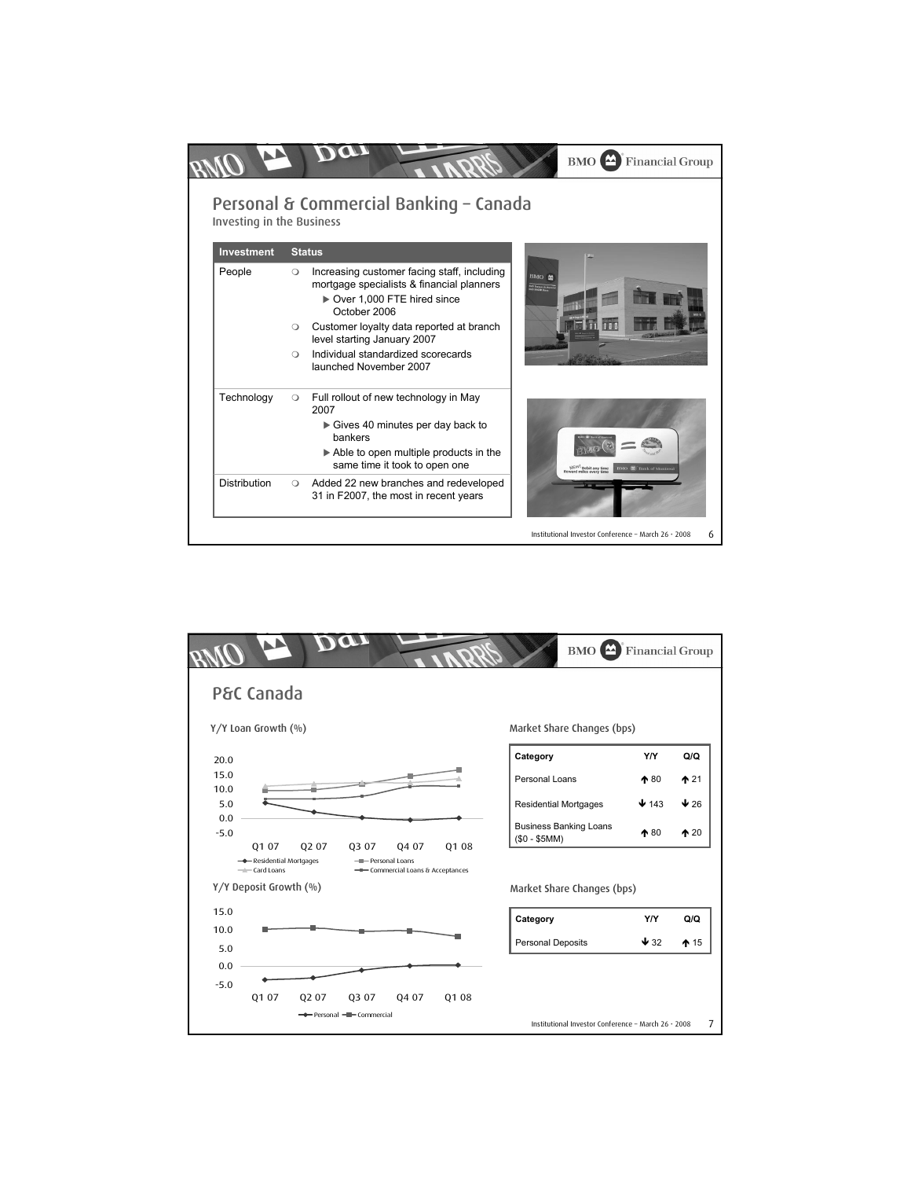# Personal & Commercial Banking – Canada

## Investing in the Business

| Investment | Status |
|---|---|
| People | ❍ Increasing customer facing staff, including mortgage specialists & financial planners<br>▶ Over 1,000 FTE hired since October 2006<br>❍ Customer loyalty data reported at branch level starting January 2007<br>❍ Individual standardized scorecards launched November 2007 |
| Technology | ❍ Full rollout of new technology in May 2007<br>▶ Gives 40 minutes per day back to bankers<br>▶ Able to open multiple products in the same time it took to open one |
| Distribution | ❍ Added 22 new branches and redeveloped 31 in F2007, the most in recent years |

# P&C Canada

### Y/Y Loan Growth (%)

Series: Residential Mortgages, Personal Loans, Card Loans, Commercial Loans & Acceptances (Q1 07 – Q1 08)

### Market Share Changes (bps)

| Category | Y/Y | Q/Q |
|---|---|---|
| Personal Loans | ↑ 80 | ↑ 21 |
| Residential Mortgages | ↓ 143 | ↓ 26 |
| Business Banking Loans ($0 - $5MM) | ↑ 80 | ↑ 20 |

### Y/Y Deposit Growth (%)

Series: Personal, Commercial (Q1 07 – Q1 08)

### Market Share Changes (bps)

| Category | Y/Y | Q/Q |
|---|---|---|
| Personal Deposits | ↓ 32 | ↑ 15 |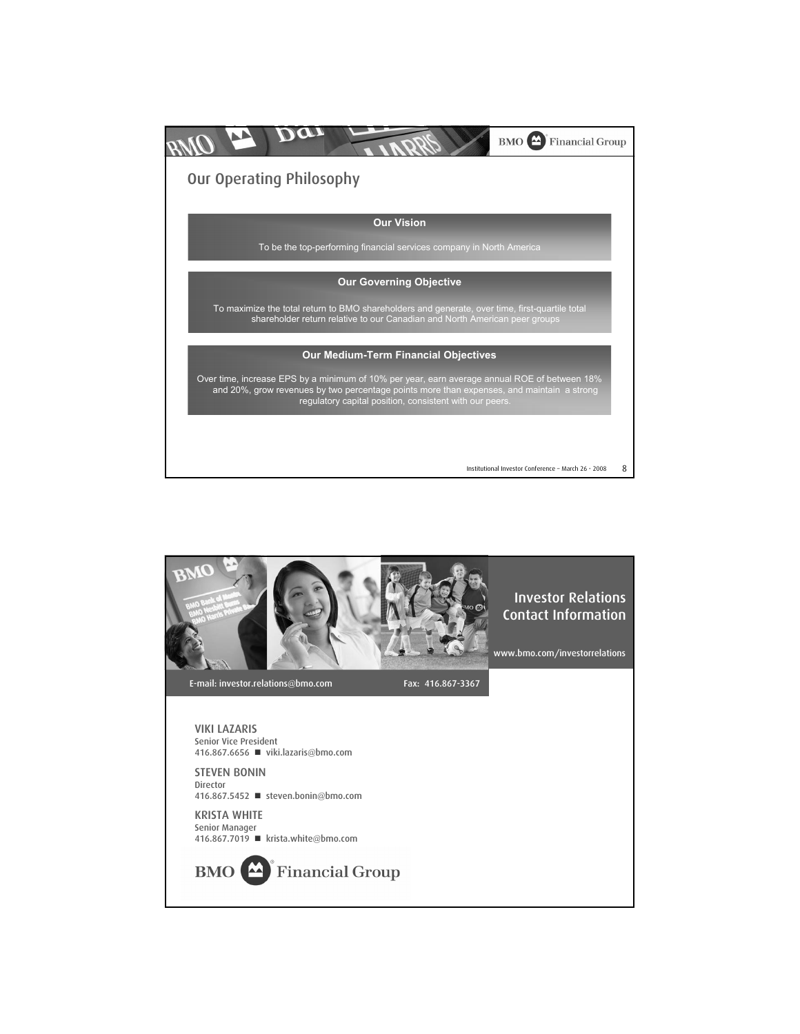## Our Operating Philosophy

**Our Vision**

To be the top-performing financial services company in North America

**Our Governing Objective**

To maximize the total return to BMO shareholders and generate, over time, first-quartile total shareholder return relative to our Canadian and North American peer groups

**Our Medium-Term Financial Objectives**

Over time, increase EPS by a minimum of 10% per year, earn average annual ROE of between 18% and 20%, grow revenues by two percentage points more than expenses, and maintain a strong regulatory capital position, consistent with our peers.

## Investor Relations Contact Information

www.bmo.com/investorrelations

E-mail: investor.relations@bmo.com

Fax: 416.867-3367

**VIKI LAZARIS**
Senior Vice President
416.867.6656 ■ viki.lazaris@bmo.com

**STEVEN BONIN**
Director
416.867.5452 ■ steven.bonin@bmo.com

**KRISTA WHITE**
Senior Manager
416.867.7019 ■ krista.white@bmo.com

BMO Financial Group